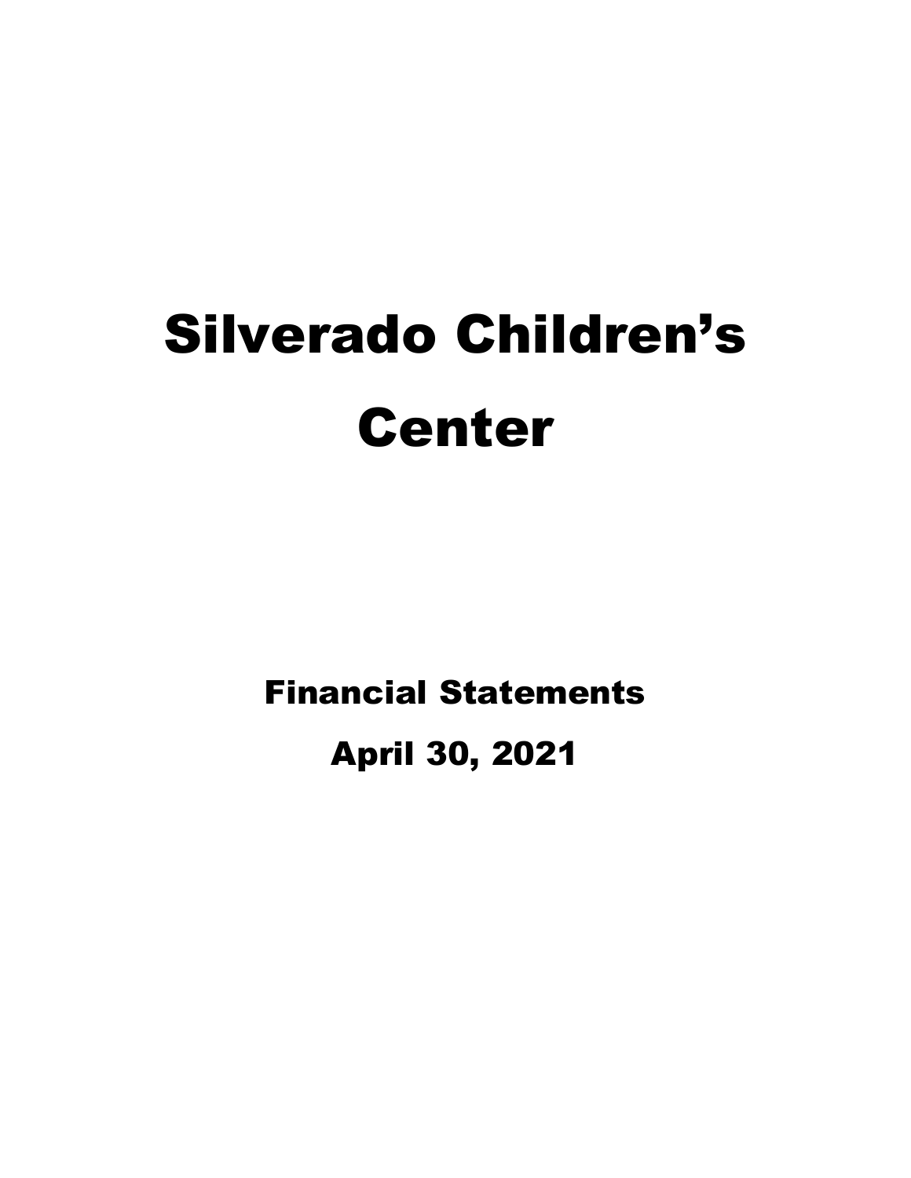# Silverado Children's Center

## Financial Statements

## April 30, 2021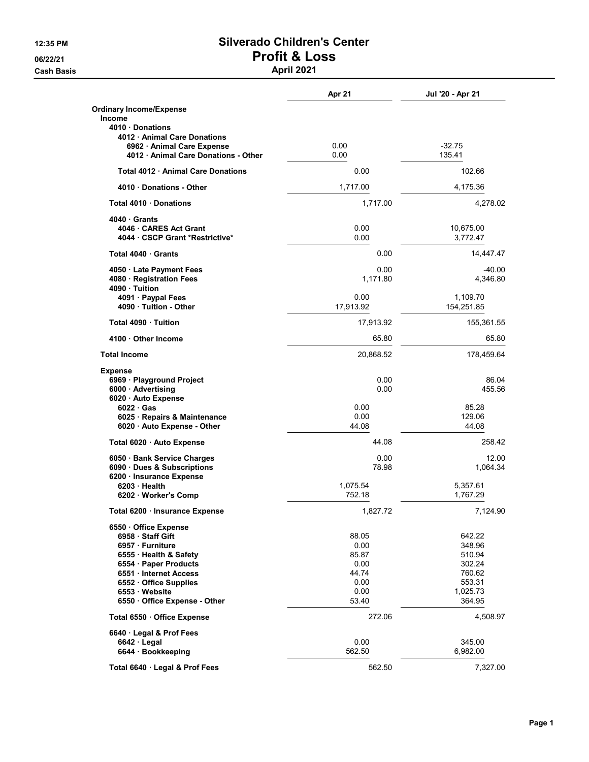# Silverado Children's Center

## Profit & Loss

### April 2021

12:35 PM
06/22/21
Cash Basis

| | Apr 21 | Jul '20 - Apr 21 |
|---|---|---|
| **Ordinary Income/Expense** | | |
| **Income** | | |
| **4010 · Donations** | | |
| **4012 · Animal Care Donations** | | |
| **6962 · Animal Care Expense** | 0.00 | -32.75 |
| **4012 · Animal Care Donations - Other** | 0.00 | 135.41 |
| **Total 4012 · Animal Care Donations** | 0.00 | 102.66 |
| **4010 · Donations - Other** | 1,717.00 | 4,175.36 |
| **Total 4010 · Donations** | 1,717.00 | 4,278.02 |
| **4040 · Grants** | | |
| **4046 · CARES Act Grant** | 0.00 | 10,675.00 |
| **4044 · CSCP Grant *Restrictive*** | 0.00 | 3,772.47 |
| **Total 4040 · Grants** | 0.00 | 14,447.47 |
| **4050 · Late Payment Fees** | 0.00 | -40.00 |
| **4080 · Registration Fees** | 1,171.80 | 4,346.80 |
| **4090 · Tuition** | | |
| **4091 · Paypal Fees** | 0.00 | 1,109.70 |
| **4090 · Tuition - Other** | 17,913.92 | 154,251.85 |
| **Total 4090 · Tuition** | 17,913.92 | 155,361.55 |
| **4100 · Other Income** | 65.80 | 65.80 |
| **Total Income** | 20,868.52 | 178,459.64 |
| **Expense** | | |
| **6969 · Playground Project** | 0.00 | 86.04 |
| **6000 · Advertising** | 0.00 | 455.56 |
| **6020 · Auto Expense** | | |
| **6022 · Gas** | 0.00 | 85.28 |
| **6025 · Repairs & Maintenance** | 0.00 | 129.06 |
| **6020 · Auto Expense - Other** | 44.08 | 44.08 |
| **Total 6020 · Auto Expense** | 44.08 | 258.42 |
| **6050 · Bank Service Charges** | 0.00 | 12.00 |
| **6090 · Dues & Subscriptions** | 78.98 | 1,064.34 |
| **6200 · Insurance Expense** | | |
| **6203 · Health** | 1,075.54 | 5,357.61 |
| **6202 · Worker's Comp** | 752.18 | 1,767.29 |
| **Total 6200 · Insurance Expense** | 1,827.72 | 7,124.90 |
| **6550 · Office Expense** | | |
| **6958 · Staff Gift** | 88.05 | 642.22 |
| **6957 · Furniture** | 0.00 | 348.96 |
| **6555 · Health & Safety** | 85.87 | 510.94 |
| **6554 · Paper Products** | 0.00 | 302.24 |
| **6551 · Internet Access** | 44.74 | 760.62 |
| **6552 · Office Supplies** | 0.00 | 553.31 |
| **6553 · Website** | 0.00 | 1,025.73 |
| **6550 · Office Expense - Other** | 53.40 | 364.95 |
| **Total 6550 · Office Expense** | 272.06 | 4,508.97 |
| **6640 · Legal & Prof Fees** | | |
| **6642 · Legal** | 0.00 | 345.00 |
| **6644 · Bookkeeping** | 562.50 | 6,982.00 |
| **Total 6640 · Legal & Prof Fees** | 562.50 | 7,327.00 |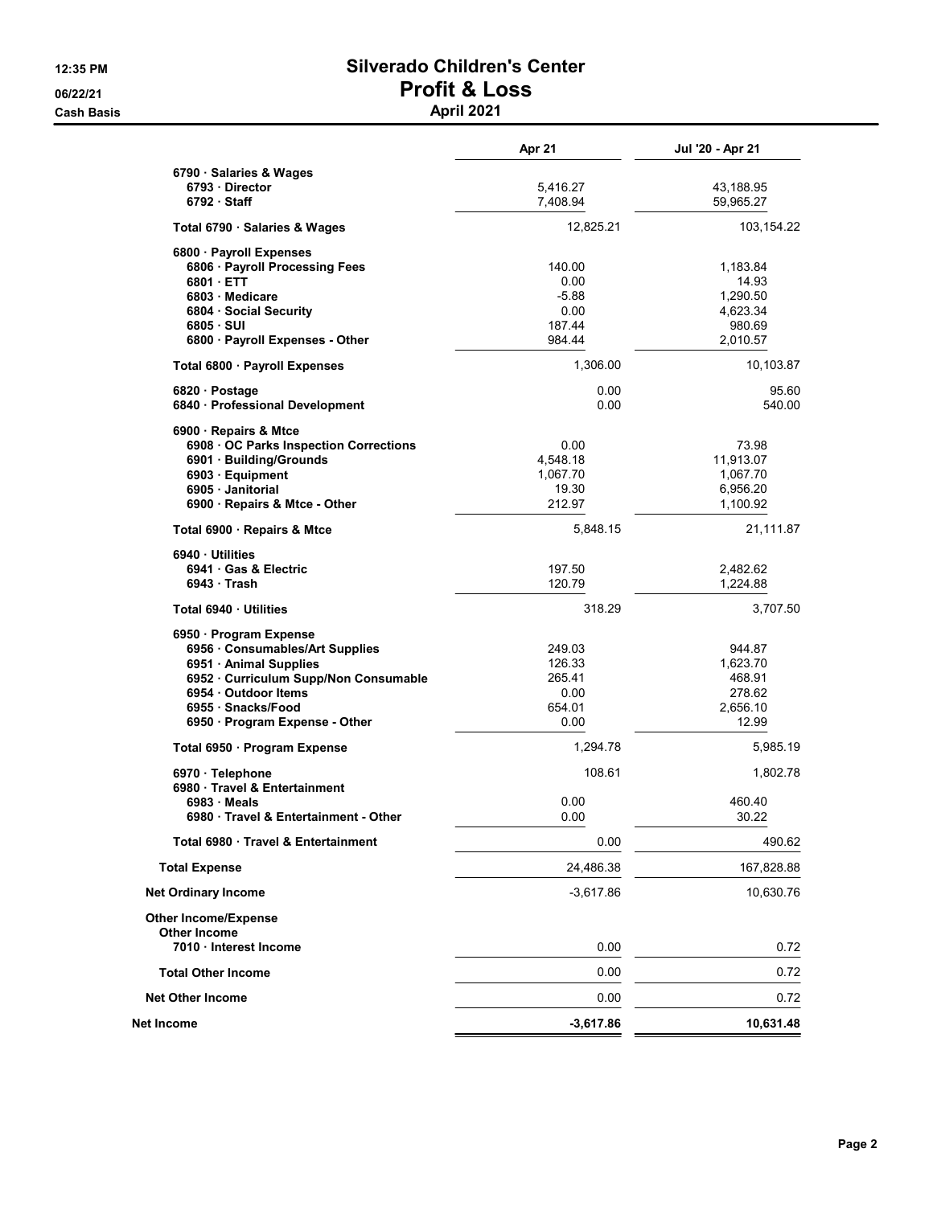# Silverado Children's Center

## Profit & Loss

### April 2021

12:35 PM
06/22/21
Cash Basis

| | Apr 21 | Jul '20 - Apr 21 |
|---|---|---|
| 6790 · Salaries & Wages | | |
| 6793 · Director | 5,416.27 | 43,188.95 |
| 6792 · Staff | 7,408.94 | 59,965.27 |
| Total 6790 · Salaries & Wages | 12,825.21 | 103,154.22 |
| 6800 · Payroll Expenses | | |
| 6806 · Payroll Processing Fees | 140.00 | 1,183.84 |
| 6801 · ETT | 0.00 | 14.93 |
| 6803 · Medicare | -5.88 | 1,290.50 |
| 6804 · Social Security | 0.00 | 4,623.34 |
| 6805 · SUI | 187.44 | 980.69 |
| 6800 · Payroll Expenses - Other | 984.44 | 2,010.57 |
| Total 6800 · Payroll Expenses | 1,306.00 | 10,103.87 |
| 6820 · Postage | 0.00 | 95.60 |
| 6840 · Professional Development | 0.00 | 540.00 |
| 6900 · Repairs & Mtce | | |
| 6908 · OC Parks Inspection Corrections | 0.00 | 73.98 |
| 6901 · Building/Grounds | 4,548.18 | 11,913.07 |
| 6903 · Equipment | 1,067.70 | 1,067.70 |
| 6905 · Janitorial | 19.30 | 6,956.20 |
| 6900 · Repairs & Mtce - Other | 212.97 | 1,100.92 |
| Total 6900 · Repairs & Mtce | 5,848.15 | 21,111.87 |
| 6940 · Utilities | | |
| 6941 · Gas & Electric | 197.50 | 2,482.62 |
| 6943 · Trash | 120.79 | 1,224.88 |
| Total 6940 · Utilities | 318.29 | 3,707.50 |
| 6950 · Program Expense | | |
| 6956 · Consumables/Art Supplies | 249.03 | 944.87 |
| 6951 · Animal Supplies | 126.33 | 1,623.70 |
| 6952 · Curriculum Supp/Non Consumable | 265.41 | 468.91 |
| 6954 · Outdoor Items | 0.00 | 278.62 |
| 6955 · Snacks/Food | 654.01 | 2,656.10 |
| 6950 · Program Expense - Other | 0.00 | 12.99 |
| Total 6950 · Program Expense | 1,294.78 | 5,985.19 |
| 6970 · Telephone | 108.61 | 1,802.78 |
| 6980 · Travel & Entertainment | | |
| 6983 · Meals | 0.00 | 460.40 |
| 6980 · Travel & Entertainment - Other | 0.00 | 30.22 |
| Total 6980 · Travel & Entertainment | 0.00 | 490.62 |
| Total Expense | 24,486.38 | 167,828.88 |
| Net Ordinary Income | -3,617.86 | 10,630.76 |
| Other Income/Expense | | |
| Other Income | | |
| 7010 · Interest Income | 0.00 | 0.72 |
| Total Other Income | 0.00 | 0.72 |
| Net Other Income | 0.00 | 0.72 |
| **Net Income** | **-3,617.86** | **10,631.48** |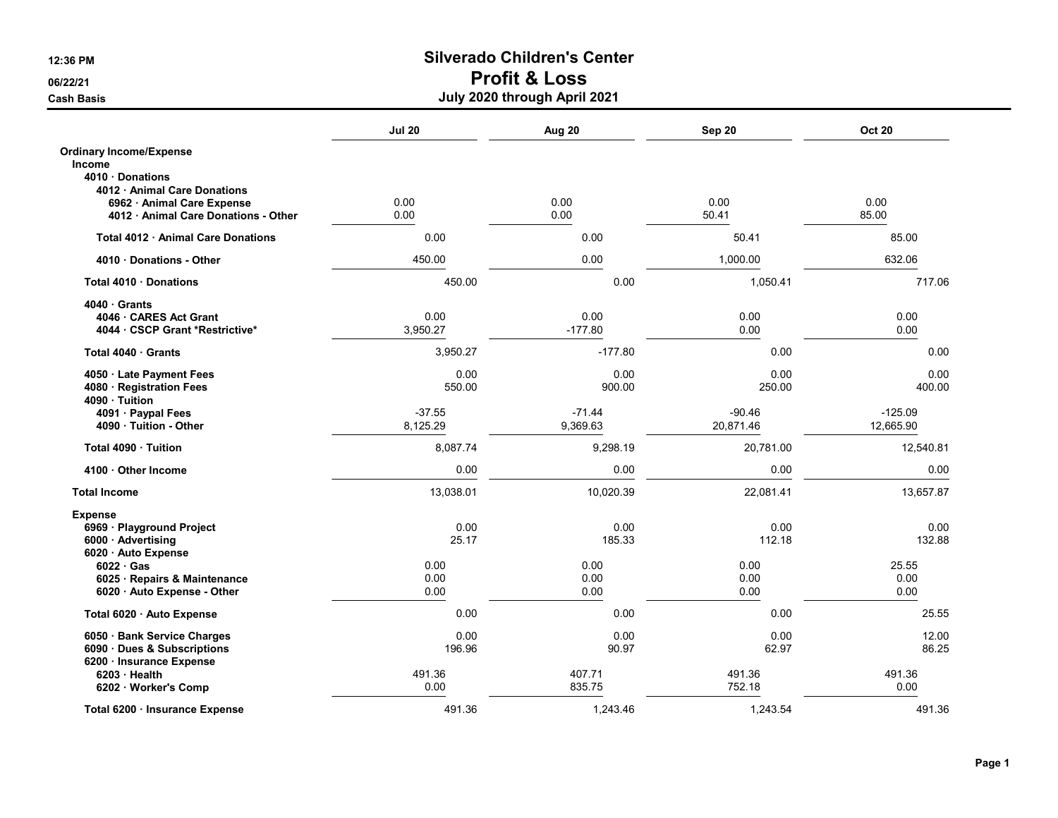# Silverado Children's Center

## Profit & Loss

### July 2020 through April 2021

12:36 PM
06/22/21
Cash Basis

| | Jul 20 | Aug 20 | Sep 20 | Oct 20 |
|---|---|---|---|---|
| **Ordinary Income/Expense** | | | | |
| **Income** | | | | |
| **4010 · Donations** | | | | |
| **4012 · Animal Care Donations** | | | | |
| **6962 · Animal Care Expense** | 0.00 | 0.00 | 0.00 | 0.00 |
| **4012 · Animal Care Donations - Other** | 0.00 | 0.00 | 50.41 | 85.00 |
| **Total 4012 · Animal Care Donations** | 0.00 | 0.00 | 50.41 | 85.00 |
| **4010 · Donations - Other** | 450.00 | 0.00 | 1,000.00 | 632.06 |
| **Total 4010 · Donations** | 450.00 | 0.00 | 1,050.41 | 717.06 |
| **4040 · Grants** | | | | |
| **4046 · CARES Act Grant** | 0.00 | 0.00 | 0.00 | 0.00 |
| **4044 · CSCP Grant *Restrictive*** | 3,950.27 | -177.80 | 0.00 | 0.00 |
| **Total 4040 · Grants** | 3,950.27 | -177.80 | 0.00 | 0.00 |
| **4050 · Late Payment Fees** | 0.00 | 0.00 | 0.00 | 0.00 |
| **4080 · Registration Fees** | 550.00 | 900.00 | 250.00 | 400.00 |
| **4090 · Tuition** | | | | |
| **4091 · Paypal Fees** | -37.55 | -71.44 | -90.46 | -125.09 |
| **4090 · Tuition - Other** | 8,125.29 | 9,369.63 | 20,871.46 | 12,665.90 |
| **Total 4090 · Tuition** | 8,087.74 | 9,298.19 | 20,781.00 | 12,540.81 |
| **4100 · Other Income** | 0.00 | 0.00 | 0.00 | 0.00 |
| **Total Income** | 13,038.01 | 10,020.39 | 22,081.41 | 13,657.87 |
| **Expense** | | | | |
| **6969 · Playground Project** | 0.00 | 0.00 | 0.00 | 0.00 |
| **6000 · Advertising** | 25.17 | 185.33 | 112.18 | 132.88 |
| **6020 · Auto Expense** | | | | |
| **6022 · Gas** | 0.00 | 0.00 | 0.00 | 25.55 |
| **6025 · Repairs & Maintenance** | 0.00 | 0.00 | 0.00 | 0.00 |
| **6020 · Auto Expense - Other** | 0.00 | 0.00 | 0.00 | 0.00 |
| **Total 6020 · Auto Expense** | 0.00 | 0.00 | 0.00 | 25.55 |
| **6050 · Bank Service Charges** | 0.00 | 0.00 | 0.00 | 12.00 |
| **6090 · Dues & Subscriptions** | 196.96 | 90.97 | 62.97 | 86.25 |
| **6200 · Insurance Expense** | | | | |
| **6203 · Health** | 491.36 | 407.71 | 491.36 | 491.36 |
| **6202 · Worker's Comp** | 0.00 | 835.75 | 752.18 | 0.00 |
| **Total 6200 · Insurance Expense** | 491.36 | 1,243.46 | 1,243.54 | 491.36 |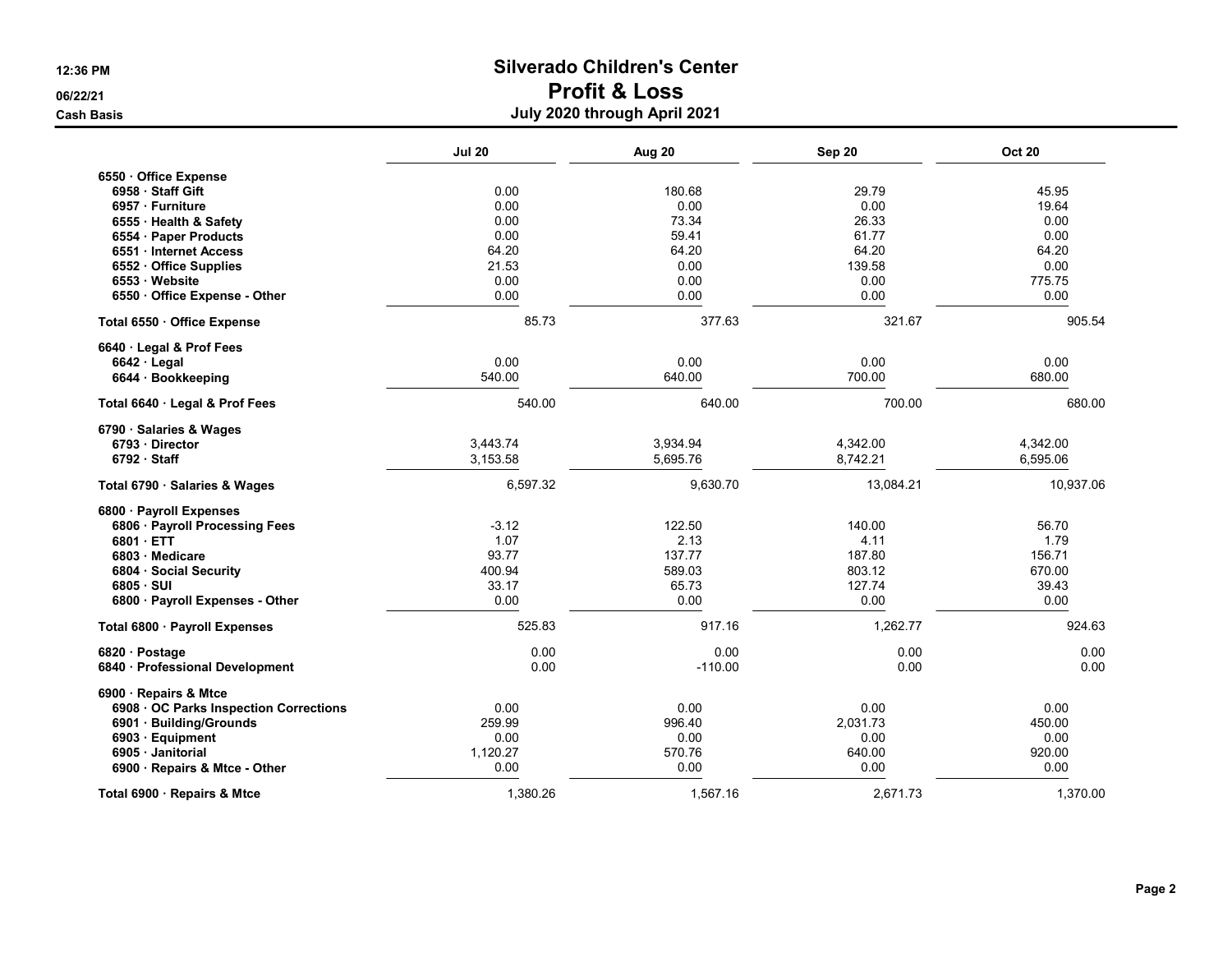# Silverado Children's Center
## Profit & Loss
### July 2020 through April 2021

12:36 PM
06/22/21
Cash Basis

| | Jul 20 | Aug 20 | Sep 20 | Oct 20 |
|---|---|---|---|---|
| **6550 · Office Expense** | | | | |
| **6958 · Staff Gift** | 0.00 | 180.68 | 29.79 | 45.95 |
| **6957 · Furniture** | 0.00 | 0.00 | 0.00 | 19.64 |
| **6555 · Health & Safety** | 0.00 | 73.34 | 26.33 | 0.00 |
| **6554 · Paper Products** | 0.00 | 59.41 | 61.77 | 0.00 |
| **6551 · Internet Access** | 64.20 | 64.20 | 64.20 | 64.20 |
| **6552 · Office Supplies** | 21.53 | 0.00 | 139.58 | 0.00 |
| **6553 · Website** | 0.00 | 0.00 | 0.00 | 775.75 |
| **6550 · Office Expense - Other** | 0.00 | 0.00 | 0.00 | 0.00 |
| **Total 6550 · Office Expense** | 85.73 | 377.63 | 321.67 | 905.54 |
| **6640 · Legal & Prof Fees** | | | | |
| **6642 · Legal** | 0.00 | 0.00 | 0.00 | 0.00 |
| **6644 · Bookkeeping** | 540.00 | 640.00 | 700.00 | 680.00 |
| **Total 6640 · Legal & Prof Fees** | 540.00 | 640.00 | 700.00 | 680.00 |
| **6790 · Salaries & Wages** | | | | |
| **6793 · Director** | 3,443.74 | 3,934.94 | 4,342.00 | 4,342.00 |
| **6792 · Staff** | 3,153.58 | 5,695.76 | 8,742.21 | 6,595.06 |
| **Total 6790 · Salaries & Wages** | 6,597.32 | 9,630.70 | 13,084.21 | 10,937.06 |
| **6800 · Payroll Expenses** | | | | |
| **6806 · Payroll Processing Fees** | -3.12 | 122.50 | 140.00 | 56.70 |
| **6801 · ETT** | 1.07 | 2.13 | 4.11 | 1.79 |
| **6803 · Medicare** | 93.77 | 137.77 | 187.80 | 156.71 |
| **6804 · Social Security** | 400.94 | 589.03 | 803.12 | 670.00 |
| **6805 · SUI** | 33.17 | 65.73 | 127.74 | 39.43 |
| **6800 · Payroll Expenses - Other** | 0.00 | 0.00 | 0.00 | 0.00 |
| **Total 6800 · Payroll Expenses** | 525.83 | 917.16 | 1,262.77 | 924.63 |
| **6820 · Postage** | 0.00 | 0.00 | 0.00 | 0.00 |
| **6840 · Professional Development** | 0.00 | -110.00 | 0.00 | 0.00 |
| **6900 · Repairs & Mtce** | | | | |
| **6908 · OC Parks Inspection Corrections** | 0.00 | 0.00 | 0.00 | 0.00 |
| **6901 · Building/Grounds** | 259.99 | 996.40 | 2,031.73 | 450.00 |
| **6903 · Equipment** | 0.00 | 0.00 | 0.00 | 0.00 |
| **6905 · Janitorial** | 1,120.27 | 570.76 | 640.00 | 920.00 |
| **6900 · Repairs & Mtce - Other** | 0.00 | 0.00 | 0.00 | 0.00 |
| **Total 6900 · Repairs & Mtce** | 1,380.26 | 1,567.16 | 2,671.73 | 1,370.00 |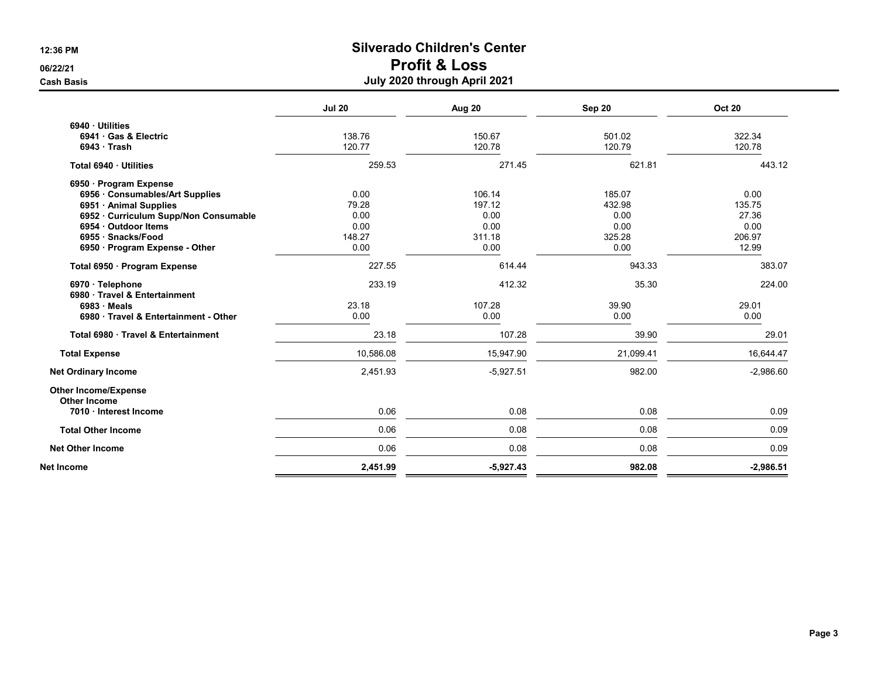# Silverado Children's Center
## Profit & Loss
### July 2020 through April 2021

12:36 PM
06/22/21
Cash Basis

| | Jul 20 | Aug 20 | Sep 20 | Oct 20 |
|---|---|---|---|---|
| **6940 · Utilities** | | | | |
| **6941 · Gas & Electric** | 138.76 | 150.67 | 501.02 | 322.34 |
| **6943 · Trash** | 120.77 | 120.78 | 120.79 | 120.78 |
| **Total 6940 · Utilities** | 259.53 | 271.45 | 621.81 | 443.12 |
| **6950 · Program Expense** | | | | |
| **6956 · Consumables/Art Supplies** | 0.00 | 106.14 | 185.07 | 0.00 |
| **6951 · Animal Supplies** | 79.28 | 197.12 | 432.98 | 135.75 |
| **6952 · Curriculum Supp/Non Consumable** | 0.00 | 0.00 | 0.00 | 27.36 |
| **6954 · Outdoor Items** | 0.00 | 0.00 | 0.00 | 0.00 |
| **6955 · Snacks/Food** | 148.27 | 311.18 | 325.28 | 206.97 |
| **6950 · Program Expense - Other** | 0.00 | 0.00 | 0.00 | 12.99 |
| **Total 6950 · Program Expense** | 227.55 | 614.44 | 943.33 | 383.07 |
| **6970 · Telephone** | 233.19 | 412.32 | 35.30 | 224.00 |
| **6980 · Travel & Entertainment** | | | | |
| **6983 · Meals** | 23.18 | 107.28 | 39.90 | 29.01 |
| **6980 · Travel & Entertainment - Other** | 0.00 | 0.00 | 0.00 | 0.00 |
| **Total 6980 · Travel & Entertainment** | 23.18 | 107.28 | 39.90 | 29.01 |
| **Total Expense** | 10,586.08 | 15,947.90 | 21,099.41 | 16,644.47 |
| **Net Ordinary Income** | 2,451.93 | -5,927.51 | 982.00 | -2,986.60 |
| **Other Income/Expense** | | | | |
| **Other Income** | | | | |
| **7010 · Interest Income** | 0.06 | 0.08 | 0.08 | 0.09 |
| **Total Other Income** | 0.06 | 0.08 | 0.08 | 0.09 |
| **Net Other Income** | 0.06 | 0.08 | 0.08 | 0.09 |
| **Net Income** | **2,451.99** | **-5,927.43** | **982.08** | **-2,986.51** |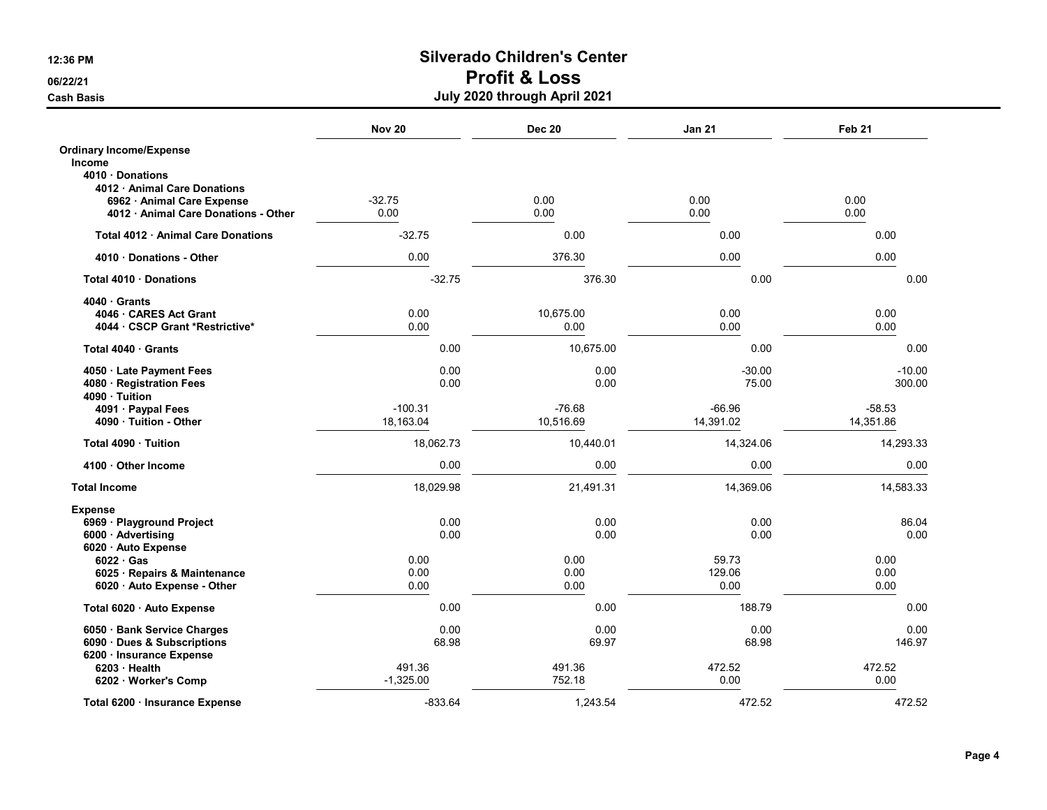# Silverado Children's Center
## Profit & Loss
### July 2020 through April 2021

12:36 PM
06/22/21
Cash Basis

| | Nov 20 | Dec 20 | Jan 21 | Feb 21 |
|---|---|---|---|---|
| **Ordinary Income/Expense** | | | | |
| **Income** | | | | |
| **4010 · Donations** | | | | |
| **4012 · Animal Care Donations** | | | | |
| **6962 · Animal Care Expense** | -32.75 | 0.00 | 0.00 | 0.00 |
| **4012 · Animal Care Donations - Other** | 0.00 | 0.00 | 0.00 | 0.00 |
| **Total 4012 · Animal Care Donations** | -32.75 | 0.00 | 0.00 | 0.00 |
| **4010 · Donations - Other** | 0.00 | 376.30 | 0.00 | 0.00 |
| **Total 4010 · Donations** | -32.75 | 376.30 | 0.00 | 0.00 |
| **4040 · Grants** | | | | |
| **4046 · CARES Act Grant** | 0.00 | 10,675.00 | 0.00 | 0.00 |
| **4044 · CSCP Grant *Restrictive*** | 0.00 | 0.00 | 0.00 | 0.00 |
| **Total 4040 · Grants** | 0.00 | 10,675.00 | 0.00 | 0.00 |
| **4050 · Late Payment Fees** | 0.00 | 0.00 | -30.00 | -10.00 |
| **4080 · Registration Fees** | 0.00 | 0.00 | 75.00 | 300.00 |
| **4090 · Tuition** | | | | |
| **4091 · Paypal Fees** | -100.31 | -76.68 | -66.96 | -58.53 |
| **4090 · Tuition - Other** | 18,163.04 | 10,516.69 | 14,391.02 | 14,351.86 |
| **Total 4090 · Tuition** | 18,062.73 | 10,440.01 | 14,324.06 | 14,293.33 |
| **4100 · Other Income** | 0.00 | 0.00 | 0.00 | 0.00 |
| **Total Income** | 18,029.98 | 21,491.31 | 14,369.06 | 14,583.33 |
| **Expense** | | | | |
| **6969 · Playground Project** | 0.00 | 0.00 | 0.00 | 86.04 |
| **6000 · Advertising** | 0.00 | 0.00 | 0.00 | 0.00 |
| **6020 · Auto Expense** | | | | |
| **6022 · Gas** | 0.00 | 0.00 | 59.73 | 0.00 |
| **6025 · Repairs & Maintenance** | 0.00 | 0.00 | 129.06 | 0.00 |
| **6020 · Auto Expense - Other** | 0.00 | 0.00 | 0.00 | 0.00 |
| **Total 6020 · Auto Expense** | 0.00 | 0.00 | 188.79 | 0.00 |
| **6050 · Bank Service Charges** | 0.00 | 0.00 | 0.00 | 0.00 |
| **6090 · Dues & Subscriptions** | 68.98 | 69.97 | 68.98 | 146.97 |
| **6200 · Insurance Expense** | | | | |
| **6203 · Health** | 491.36 | 491.36 | 472.52 | 472.52 |
| **6202 · Worker's Comp** | -1,325.00 | 752.18 | 0.00 | 0.00 |
| **Total 6200 · Insurance Expense** | -833.64 | 1,243.54 | 472.52 | 472.52 |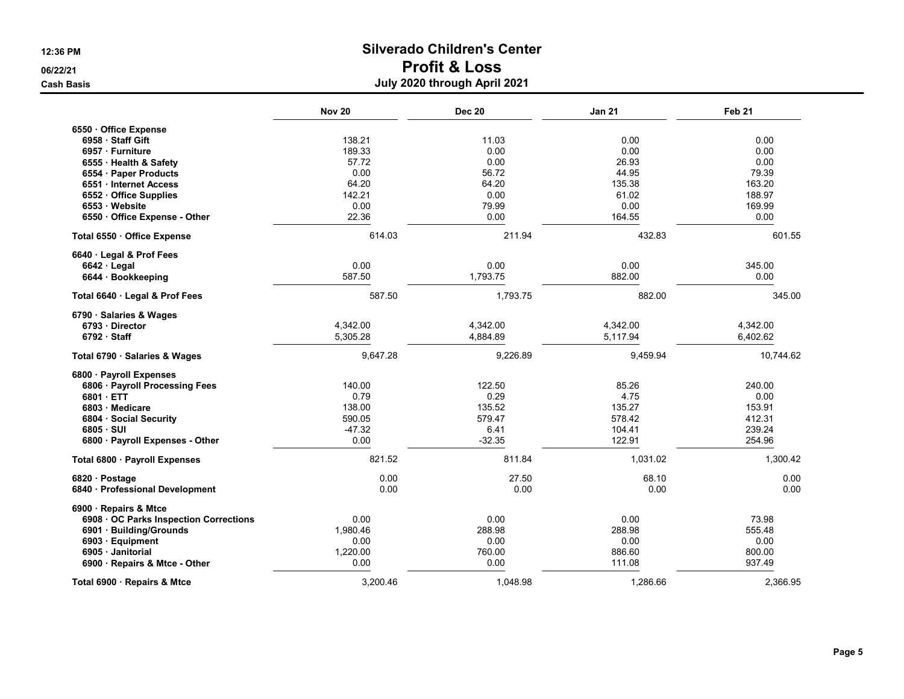# Silverado Children's Center
## Profit & Loss
### July 2020 through April 2021

12:36 PM
06/22/21
Cash Basis

| | Nov 20 | Dec 20 | Jan 21 | Feb 21 |
|---|---|---|---|---|
| 6550 · Office Expense | | | | |
| 6958 · Staff Gift | 138.21 | 11.03 | 0.00 | 0.00 |
| 6957 · Furniture | 189.33 | 0.00 | 0.00 | 0.00 |
| 6555 · Health & Safety | 57.72 | 0.00 | 26.93 | 0.00 |
| 6554 · Paper Products | 0.00 | 56.72 | 44.95 | 79.39 |
| 6551 · Internet Access | 64.20 | 64.20 | 135.38 | 163.20 |
| 6552 · Office Supplies | 142.21 | 0.00 | 61.02 | 188.97 |
| 6553 · Website | 0.00 | 79.99 | 0.00 | 169.99 |
| 6550 · Office Expense - Other | 22.36 | 0.00 | 164.55 | 0.00 |
| **Total 6550 · Office Expense** | 614.03 | 211.94 | 432.83 | 601.55 |
| 6640 · Legal & Prof Fees | | | | |
| 6642 · Legal | 0.00 | 0.00 | 0.00 | 345.00 |
| 6644 · Bookkeeping | 587.50 | 1,793.75 | 882.00 | 0.00 |
| **Total 6640 · Legal & Prof Fees** | 587.50 | 1,793.75 | 882.00 | 345.00 |
| 6790 · Salaries & Wages | | | | |
| 6793 · Director | 4,342.00 | 4,342.00 | 4,342.00 | 4,342.00 |
| 6792 · Staff | 5,305.28 | 4,884.89 | 5,117.94 | 6,402.62 |
| **Total 6790 · Salaries & Wages** | 9,647.28 | 9,226.89 | 9,459.94 | 10,744.62 |
| 6800 · Payroll Expenses | | | | |
| 6806 · Payroll Processing Fees | 140.00 | 122.50 | 85.26 | 240.00 |
| 6801 · ETT | 0.79 | 0.29 | 4.75 | 0.00 |
| 6803 · Medicare | 138.00 | 135.52 | 135.27 | 153.91 |
| 6804 · Social Security | 590.05 | 579.47 | 578.42 | 412.31 |
| 6805 · SUI | -47.32 | 6.41 | 104.41 | 239.24 |
| 6800 · Payroll Expenses - Other | 0.00 | -32.35 | 122.91 | 254.96 |
| **Total 6800 · Payroll Expenses** | 821.52 | 811.84 | 1,031.02 | 1,300.42 |
| 6820 · Postage | 0.00 | 27.50 | 68.10 | 0.00 |
| 6840 · Professional Development | 0.00 | 0.00 | 0.00 | 0.00 |
| 6900 · Repairs & Mtce | | | | |
| 6908 · OC Parks Inspection Corrections | 0.00 | 0.00 | 0.00 | 73.98 |
| 6901 · Building/Grounds | 1,980.46 | 288.98 | 288.98 | 555.48 |
| 6903 · Equipment | 0.00 | 0.00 | 0.00 | 0.00 |
| 6905 · Janitorial | 1,220.00 | 760.00 | 886.60 | 800.00 |
| 6900 · Repairs & Mtce - Other | 0.00 | 0.00 | 111.08 | 937.49 |
| **Total 6900 · Repairs & Mtce** | 3,200.46 | 1,048.98 | 1,286.66 | 2,366.95 |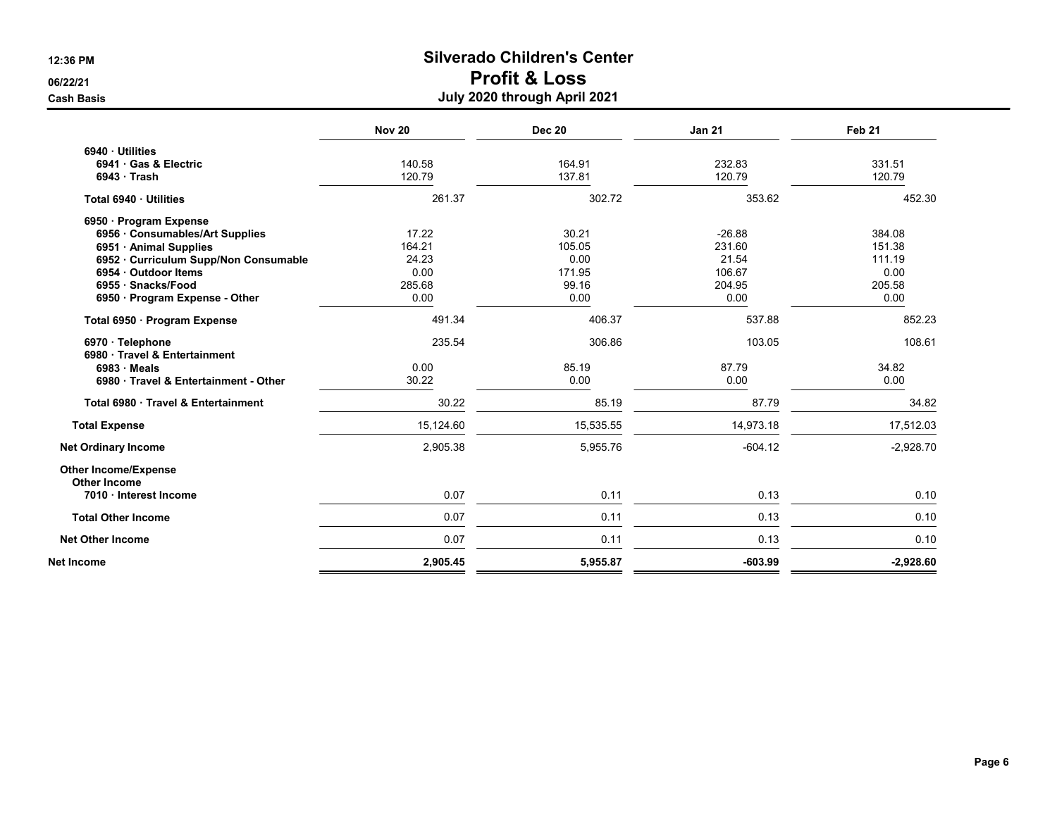# Silverado Children's Center
## Profit & Loss
### July 2020 through April 2021

12:36 PM
06/22/21
Cash Basis

| | Nov 20 | Dec 20 | Jan 21 | Feb 21 |
|---|---|---|---|---|
| **6940 · Utilities** | | | | |
| **6941 · Gas & Electric** | 140.58 | 164.91 | 232.83 | 331.51 |
| **6943 · Trash** | 120.79 | 137.81 | 120.79 | 120.79 |
| **Total 6940 · Utilities** | 261.37 | 302.72 | 353.62 | 452.30 |
| **6950 · Program Expense** | | | | |
| **6956 · Consumables/Art Supplies** | 17.22 | 30.21 | -26.88 | 384.08 |
| **6951 · Animal Supplies** | 164.21 | 105.05 | 231.60 | 151.38 |
| **6952 · Curriculum Supp/Non Consumable** | 24.23 | 0.00 | 21.54 | 111.19 |
| **6954 · Outdoor Items** | 0.00 | 171.95 | 106.67 | 0.00 |
| **6955 · Snacks/Food** | 285.68 | 99.16 | 204.95 | 205.58 |
| **6950 · Program Expense - Other** | 0.00 | 0.00 | 0.00 | 0.00 |
| **Total 6950 · Program Expense** | 491.34 | 406.37 | 537.88 | 852.23 |
| **6970 · Telephone** | 235.54 | 306.86 | 103.05 | 108.61 |
| **6980 · Travel & Entertainment** | | | | |
| **6983 · Meals** | 0.00 | 85.19 | 87.79 | 34.82 |
| **6980 · Travel & Entertainment - Other** | 30.22 | 0.00 | 0.00 | 0.00 |
| **Total 6980 · Travel & Entertainment** | 30.22 | 85.19 | 87.79 | 34.82 |
| **Total Expense** | 15,124.60 | 15,535.55 | 14,973.18 | 17,512.03 |
| **Net Ordinary Income** | 2,905.38 | 5,955.76 | -604.12 | -2,928.70 |
| **Other Income/Expense** | | | | |
| **Other Income** | | | | |
| **7010 · Interest Income** | 0.07 | 0.11 | 0.13 | 0.10 |
| **Total Other Income** | 0.07 | 0.11 | 0.13 | 0.10 |
| **Net Other Income** | 0.07 | 0.11 | 0.13 | 0.10 |
| **Net Income** | **2,905.45** | **5,955.87** | **-603.99** | **-2,928.60** |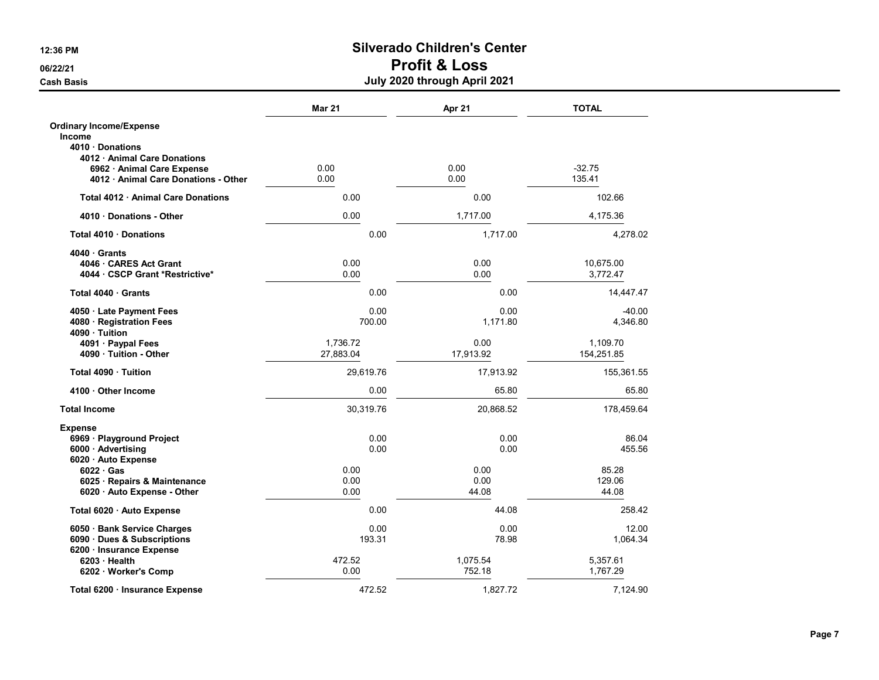# Silverado Children's Center
## Profit & Loss
### July 2020 through April 2021

Cash Basis

| | Mar 21 | Apr 21 | TOTAL |
|---|---|---|---|
| **Ordinary Income/Expense** | | | |
| **Income** | | | |
| **4010 · Donations** | | | |
| **4012 · Animal Care Donations** | | | |
| **6962 · Animal Care Expense** | 0.00 | 0.00 | -32.75 |
| **4012 · Animal Care Donations - Other** | 0.00 | 0.00 | 135.41 |
| **Total 4012 · Animal Care Donations** | 0.00 | 0.00 | 102.66 |
| **4010 · Donations - Other** | 0.00 | 1,717.00 | 4,175.36 |
| **Total 4010 · Donations** | 0.00 | 1,717.00 | 4,278.02 |
| **4040 · Grants** | | | |
| **4046 · CARES Act Grant** | 0.00 | 0.00 | 10,675.00 |
| **4044 · CSCP Grant *Restrictive*** | 0.00 | 0.00 | 3,772.47 |
| **Total 4040 · Grants** | 0.00 | 0.00 | 14,447.47 |
| **4050 · Late Payment Fees** | 0.00 | 0.00 | -40.00 |
| **4080 · Registration Fees** | 700.00 | 1,171.80 | 4,346.80 |
| **4090 · Tuition** | | | |
| **4091 · Paypal Fees** | 1,736.72 | 0.00 | 1,109.70 |
| **4090 · Tuition - Other** | 27,883.04 | 17,913.92 | 154,251.85 |
| **Total 4090 · Tuition** | 29,619.76 | 17,913.92 | 155,361.55 |
| **4100 · Other Income** | 0.00 | 65.80 | 65.80 |
| **Total Income** | 30,319.76 | 20,868.52 | 178,459.64 |
| **Expense** | | | |
| **6969 · Playground Project** | 0.00 | 0.00 | 86.04 |
| **6000 · Advertising** | 0.00 | 0.00 | 455.56 |
| **6020 · Auto Expense** | | | |
| **6022 · Gas** | 0.00 | 0.00 | 85.28 |
| **6025 · Repairs & Maintenance** | 0.00 | 0.00 | 129.06 |
| **6020 · Auto Expense - Other** | 0.00 | 44.08 | 44.08 |
| **Total 6020 · Auto Expense** | 0.00 | 44.08 | 258.42 |
| **6050 · Bank Service Charges** | 0.00 | 0.00 | 12.00 |
| **6090 · Dues & Subscriptions** | 193.31 | 78.98 | 1,064.34 |
| **6200 · Insurance Expense** | | | |
| **6203 · Health** | 472.52 | 1,075.54 | 5,357.61 |
| **6202 · Worker's Comp** | 0.00 | 752.18 | 1,767.29 |
| **Total 6200 · Insurance Expense** | 472.52 | 1,827.72 | 7,124.90 |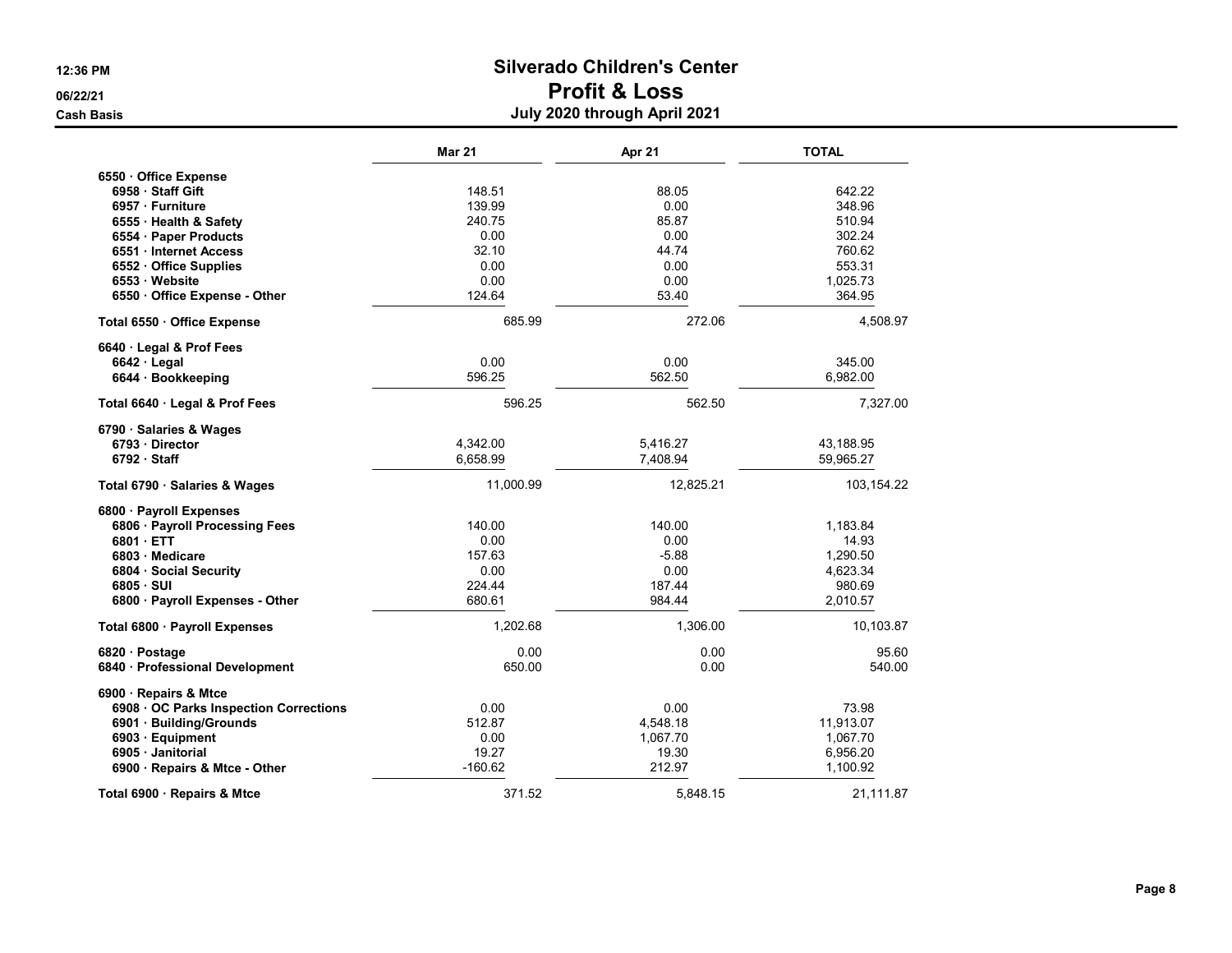# Silverado Children's Center

## Profit & Loss

### July 2020 through April 2021

12:36 PM
06/22/21
Cash Basis

| | Mar 21 | Apr 21 | TOTAL |
|---|---|---|---|
| **6550 · Office Expense** | | | |
| 6958 · Staff Gift | 148.51 | 88.05 | 642.22 |
| 6957 · Furniture | 139.99 | 0.00 | 348.96 |
| 6555 · Health & Safety | 240.75 | 85.87 | 510.94 |
| 6554 · Paper Products | 0.00 | 0.00 | 302.24 |
| 6551 · Internet Access | 32.10 | 44.74 | 760.62 |
| 6552 · Office Supplies | 0.00 | 0.00 | 553.31 |
| 6553 · Website | 0.00 | 0.00 | 1,025.73 |
| 6550 · Office Expense - Other | 124.64 | 53.40 | 364.95 |
| **Total 6550 · Office Expense** | 685.99 | 272.06 | 4,508.97 |
| **6640 · Legal & Prof Fees** | | | |
| 6642 · Legal | 0.00 | 0.00 | 345.00 |
| 6644 · Bookkeeping | 596.25 | 562.50 | 6,982.00 |
| **Total 6640 · Legal & Prof Fees** | 596.25 | 562.50 | 7,327.00 |
| **6790 · Salaries & Wages** | | | |
| 6793 · Director | 4,342.00 | 5,416.27 | 43,188.95 |
| 6792 · Staff | 6,658.99 | 7,408.94 | 59,965.27 |
| **Total 6790 · Salaries & Wages** | 11,000.99 | 12,825.21 | 103,154.22 |
| **6800 · Payroll Expenses** | | | |
| 6806 · Payroll Processing Fees | 140.00 | 140.00 | 1,183.84 |
| 6801 · ETT | 0.00 | 0.00 | 14.93 |
| 6803 · Medicare | 157.63 | -5.88 | 1,290.50 |
| 6804 · Social Security | 0.00 | 0.00 | 4,623.34 |
| 6805 · SUI | 224.44 | 187.44 | 980.69 |
| 6800 · Payroll Expenses - Other | 680.61 | 984.44 | 2,010.57 |
| **Total 6800 · Payroll Expenses** | 1,202.68 | 1,306.00 | 10,103.87 |
| **6820 · Postage** | 0.00 | 0.00 | 95.60 |
| **6840 · Professional Development** | 650.00 | 0.00 | 540.00 |
| **6900 · Repairs & Mtce** | | | |
| 6908 · OC Parks Inspection Corrections | 0.00 | 0.00 | 73.98 |
| 6901 · Building/Grounds | 512.87 | 4,548.18 | 11,913.07 |
| 6903 · Equipment | 0.00 | 1,067.70 | 1,067.70 |
| 6905 · Janitorial | 19.27 | 19.30 | 6,956.20 |
| 6900 · Repairs & Mtce - Other | -160.62 | 212.97 | 1,100.92 |
| **Total 6900 · Repairs & Mtce** | 371.52 | 5,848.15 | 21,111.87 |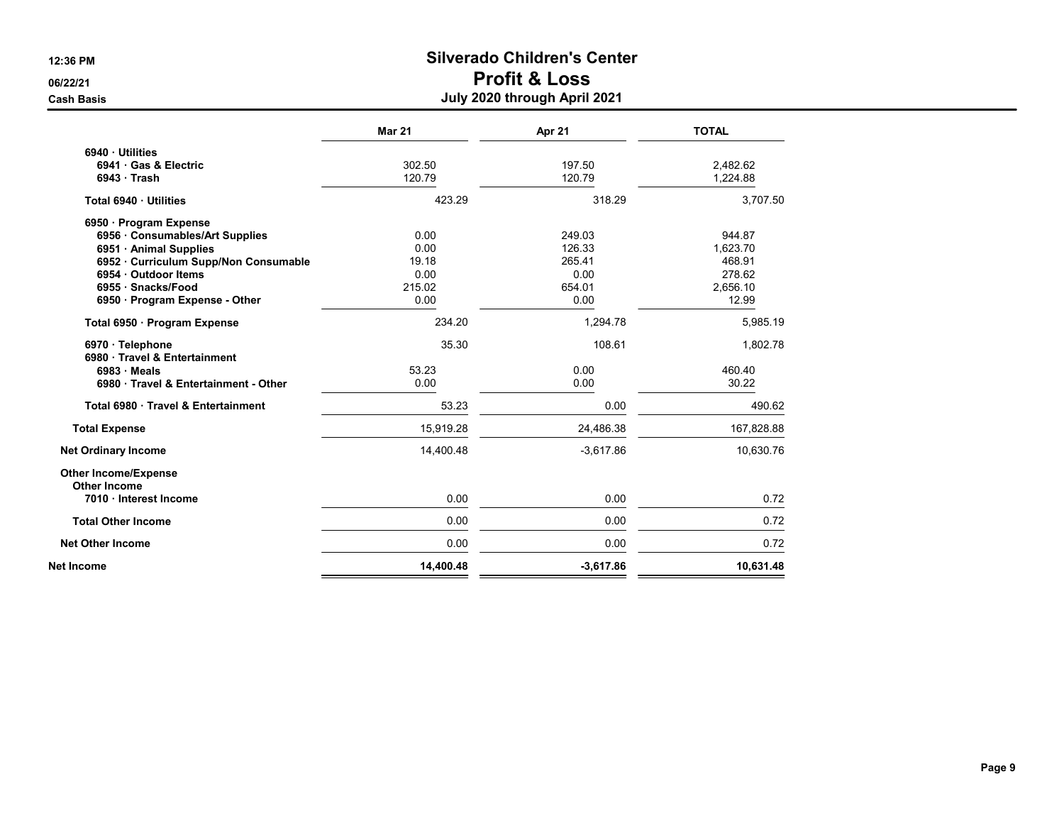# Silverado Children's Center
## Profit & Loss
### July 2020 through April 2021

12:36 PM
06/22/21
Cash Basis

| | Mar 21 | Apr 21 | TOTAL |
|---|---|---|---|
| 6940 · Utilities | | | |
| 6941 · Gas & Electric | 302.50 | 197.50 | 2,482.62 |
| 6943 · Trash | 120.79 | 120.79 | 1,224.88 |
| Total 6940 · Utilities | 423.29 | 318.29 | 3,707.50 |
| 6950 · Program Expense | | | |
| 6956 · Consumables/Art Supplies | 0.00 | 249.03 | 944.87 |
| 6951 · Animal Supplies | 0.00 | 126.33 | 1,623.70 |
| 6952 · Curriculum Supp/Non Consumable | 19.18 | 265.41 | 468.91 |
| 6954 · Outdoor Items | 0.00 | 0.00 | 278.62 |
| 6955 · Snacks/Food | 215.02 | 654.01 | 2,656.10 |
| 6950 · Program Expense - Other | 0.00 | 0.00 | 12.99 |
| Total 6950 · Program Expense | 234.20 | 1,294.78 | 5,985.19 |
| 6970 · Telephone | 35.30 | 108.61 | 1,802.78 |
| 6980 · Travel & Entertainment | | | |
| 6983 · Meals | 53.23 | 0.00 | 460.40 |
| 6980 · Travel & Entertainment - Other | 0.00 | 0.00 | 30.22 |
| Total 6980 · Travel & Entertainment | 53.23 | 0.00 | 490.62 |
| Total Expense | 15,919.28 | 24,486.38 | 167,828.88 |
| Net Ordinary Income | 14,400.48 | -3,617.86 | 10,630.76 |
| Other Income/Expense | | | |
| Other Income | | | |
| 7010 · Interest Income | 0.00 | 0.00 | 0.72 |
| Total Other Income | 0.00 | 0.00 | 0.72 |
| Net Other Income | 0.00 | 0.00 | 0.72 |
| **Net Income** | **14,400.48** | **-3,617.86** | **10,631.48** |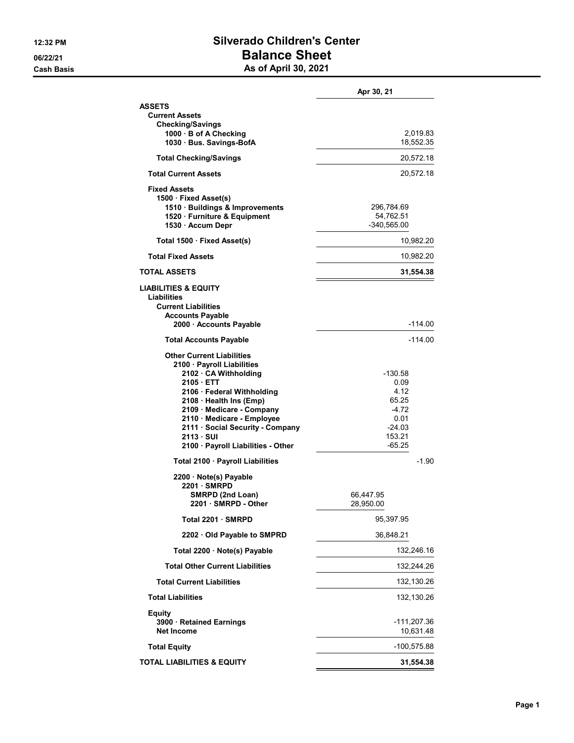12:32 PM
06/22/21
Cash Basis

# Silverado Children's Center
## Balance Sheet
### As of April 30, 2021

| | | Apr 30, 21 |
|---|---|---|
| **ASSETS** | | |
| **Current Assets** | | |
| **Checking/Savings** | | |
| **1000 · B of A Checking** | | 2,019.83 |
| **1030 · Bus. Savings-BofA** | | 18,552.35 |
| **Total Checking/Savings** | | 20,572.18 |
| **Total Current Assets** | | 20,572.18 |
| **Fixed Assets** | | |
| **1500 · Fixed Asset(s)** | | |
| **1510 · Buildings & Improvements** | 296,784.69 | |
| **1520 · Furniture & Equipment** | 54,762.51 | |
| **1530 · Accum Depr** | -340,565.00 | |
| **Total 1500 · Fixed Asset(s)** | | 10,982.20 |
| **Total Fixed Assets** | | 10,982.20 |
| **TOTAL ASSETS** | | **31,554.38** |
| **LIABILITIES & EQUITY** | | |
| **Liabilities** | | |
| **Current Liabilities** | | |
| **Accounts Payable** | | |
| **2000 · Accounts Payable** | | -114.00 |
| **Total Accounts Payable** | | -114.00 |
| **Other Current Liabilities** | | |
| **2100 · Payroll Liabilities** | | |
| **2102 · CA Withholding** | -130.58 | |
| **2105 · ETT** | 0.09 | |
| **2106 · Federal Withholding** | 4.12 | |
| **2108 · Health Ins (Emp)** | 65.25 | |
| **2109 · Medicare - Company** | -4.72 | |
| **2110 · Medicare - Employee** | 0.01 | |
| **2111 · Social Security - Company** | -24.03 | |
| **2113 · SUI** | 153.21 | |
| **2100 · Payroll Liabilities - Other** | -65.25 | |
| **Total 2100 · Payroll Liabilities** | | -1.90 |
| **2200 · Note(s) Payable** | | |
| **2201 · SMRPD** | | |
| **SMRPD (2nd Loan)** | 66,447.95 | |
| **2201 · SMRPD - Other** | 28,950.00 | |
| **Total 2201 · SMRPD** | 95,397.95 | |
| **2202 · Old Payable to SMPRD** | 36,848.21 | |
| **Total 2200 · Note(s) Payable** | | 132,246.16 |
| **Total Other Current Liabilities** | | 132,244.26 |
| **Total Current Liabilities** | | 132,130.26 |
| **Total Liabilities** | | 132,130.26 |
| **Equity** | | |
| **3900 · Retained Earnings** | | -111,207.36 |
| **Net Income** | | 10,631.48 |
| **Total Equity** | | -100,575.88 |
| **TOTAL LIABILITIES & EQUITY** | | **31,554.38** |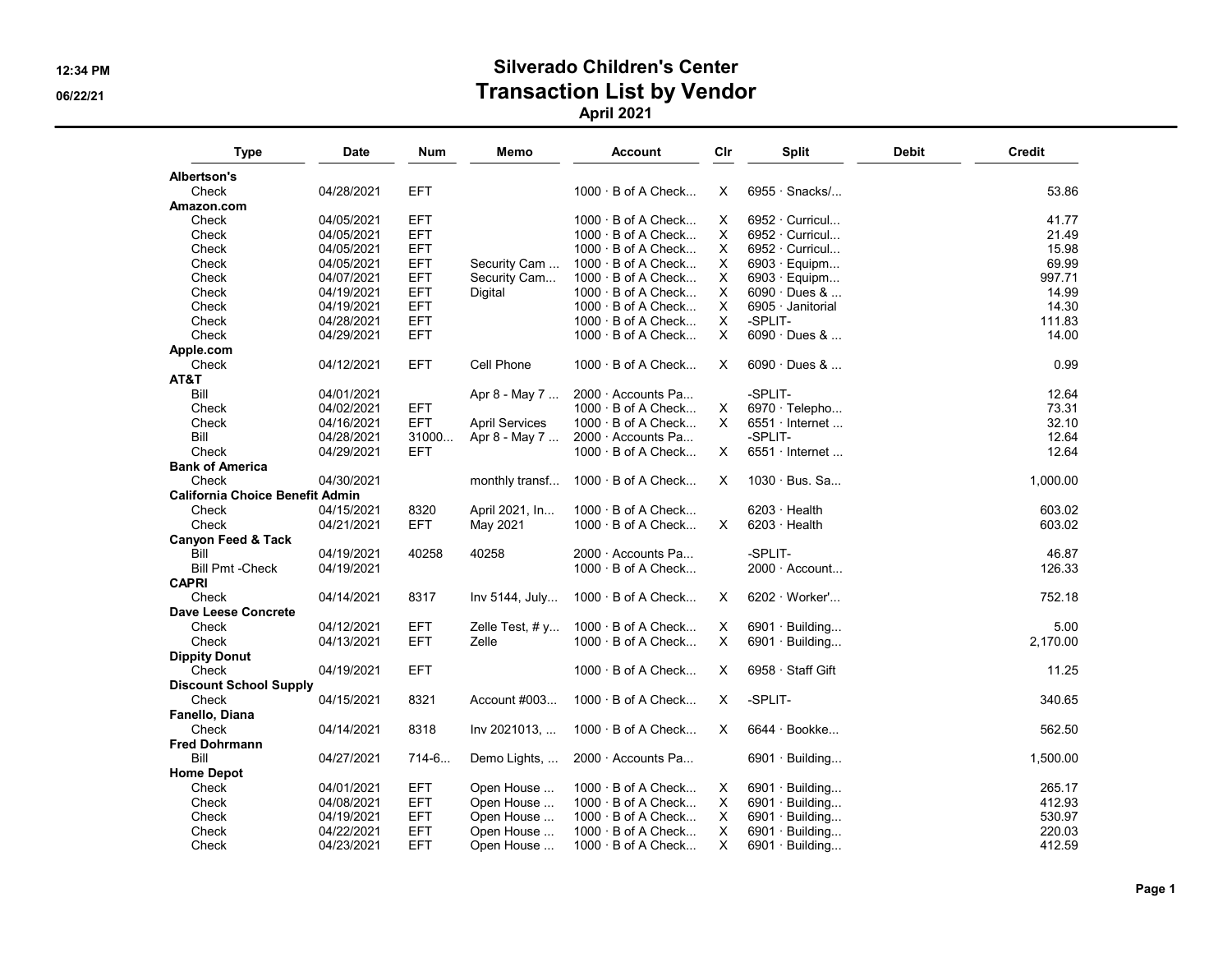# Silverado Children's Center

## Transaction List by Vendor

### April 2021

12:34 PM
06/22/21

| Type | Date | Num | Memo | Account | Clr | Split | Debit | Credit |
|---|---|---|---|---|---|---|---|---|
| **Albertson's** | | | | | | | | |
| Check | 04/28/2021 | EFT | | 1000 · B of A Check... | X | 6955 · Snacks/... | | 53.86 |
| **Amazon.com** | | | | | | | | |
| Check | 04/05/2021 | EFT | | 1000 · B of A Check... | X | 6952 · Curricul... | | 41.77 |
| Check | 04/05/2021 | EFT | | 1000 · B of A Check... | X | 6952 · Curricul... | | 21.49 |
| Check | 04/05/2021 | EFT | | 1000 · B of A Check... | X | 6952 · Curricul... | | 15.98 |
| Check | 04/05/2021 | EFT | Security Cam ... | 1000 · B of A Check... | X | 6903 · Equipm... | | 69.99 |
| Check | 04/07/2021 | EFT | Security Cam... | 1000 · B of A Check... | X | 6903 · Equipm... | | 997.71 |
| Check | 04/19/2021 | EFT | Digital | 1000 · B of A Check... | X | 6090 · Dues & ... | | 14.99 |
| Check | 04/19/2021 | EFT | | 1000 · B of A Check... | X | 6905 · Janitorial | | 14.30 |
| Check | 04/28/2021 | EFT | | 1000 · B of A Check... | X | -SPLIT- | | 111.83 |
| Check | 04/29/2021 | EFT | | 1000 · B of A Check... | X | 6090 · Dues & ... | | 14.00 |
| **Apple.com** | | | | | | | | |
| Check | 04/12/2021 | EFT | Cell Phone | 1000 · B of A Check... | X | 6090 · Dues & ... | | 0.99 |
| **AT&T** | | | | | | | | |
| Bill | 04/01/2021 | | Apr 8 - May 7 ... | 2000 · Accounts Pa... | | -SPLIT- | | 12.64 |
| Check | 04/02/2021 | EFT | | 1000 · B of A Check... | X | 6970 · Telepho... | | 73.31 |
| Check | 04/16/2021 | EFT | April Services | 1000 · B of A Check... | X | 6551 · Internet ... | | 32.10 |
| Bill | 04/28/2021 | 31000... | Apr 8 - May 7 ... | 2000 · Accounts Pa... | | -SPLIT- | | 12.64 |
| Check | 04/29/2021 | EFT | | 1000 · B of A Check... | X | 6551 · Internet ... | | 12.64 |
| **Bank of America** | | | | | | | | |
| Check | 04/30/2021 | | monthly transf... | 1000 · B of A Check... | X | 1030 · Bus. Sa... | | 1,000.00 |
| **California Choice Benefit Admin** | | | | | | | | |
| Check | 04/15/2021 | 8320 | April 2021, In... | 1000 · B of A Check... | | 6203 · Health | | 603.02 |
| Check | 04/21/2021 | EFT | May 2021 | 1000 · B of A Check... | X | 6203 · Health | | 603.02 |
| **Canyon Feed & Tack** | | | | | | | | |
| Bill | 04/19/2021 | 40258 | 40258 | 2000 · Accounts Pa... | | -SPLIT- | | 46.87 |
| Bill Pmt -Check | 04/19/2021 | | | 1000 · B of A Check... | | 2000 · Account... | | 126.33 |
| **CAPRI** | | | | | | | | |
| Check | 04/14/2021 | 8317 | Inv 5144, July... | 1000 · B of A Check... | X | 6202 · Worker'... | | 752.18 |
| **Dave Leese Concrete** | | | | | | | | |
| Check | 04/12/2021 | EFT | Zelle Test, # y... | 1000 · B of A Check... | X | 6901 · Building... | | 5.00 |
| Check | 04/13/2021 | EFT | Zelle | 1000 · B of A Check... | X | 6901 · Building... | | 2,170.00 |
| **Dippity Donut** | | | | | | | | |
| Check | 04/19/2021 | EFT | | 1000 · B of A Check... | X | 6958 · Staff Gift | | 11.25 |
| **Discount School Supply** | | | | | | | | |
| Check | 04/15/2021 | 8321 | Account #003... | 1000 · B of A Check... | X | -SPLIT- | | 340.65 |
| **Fanello, Diana** | | | | | | | | |
| Check | 04/14/2021 | 8318 | Inv 2021013, ... | 1000 · B of A Check... | X | 6644 · Bookke... | | 562.50 |
| **Fred Dohrmann** | | | | | | | | |
| Bill | 04/27/2021 | 714-6... | Demo Lights, ... | 2000 · Accounts Pa... | | 6901 · Building... | | 1,500.00 |
| **Home Depot** | | | | | | | | |
| Check | 04/01/2021 | EFT | Open House ... | 1000 · B of A Check... | X | 6901 · Building... | | 265.17 |
| Check | 04/08/2021 | EFT | Open House ... | 1000 · B of A Check... | X | 6901 · Building... | | 412.93 |
| Check | 04/19/2021 | EFT | Open House ... | 1000 · B of A Check... | X | 6901 · Building... | | 530.97 |
| Check | 04/22/2021 | EFT | Open House ... | 1000 · B of A Check... | X | 6901 · Building... | | 220.03 |
| Check | 04/23/2021 | EFT | Open House ... | 1000 · B of A Check... | X | 6901 · Building... | | 412.59 |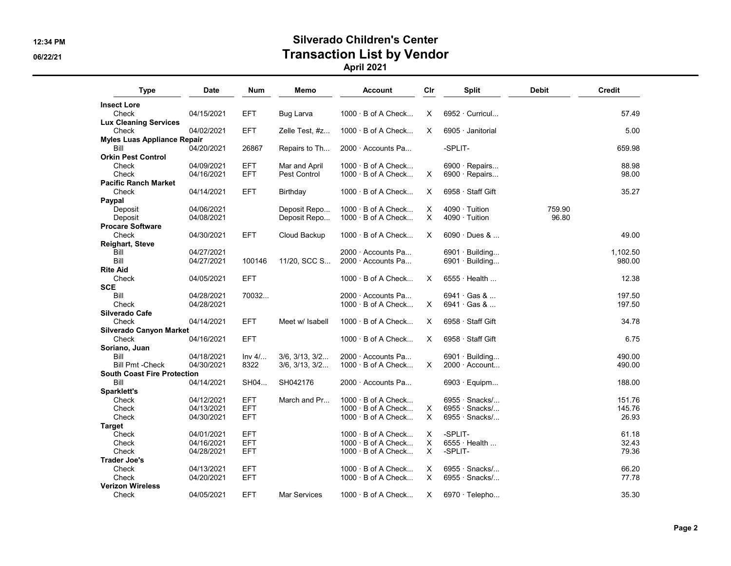# Silverado Children's Center
## Transaction List by Vendor
### April 2021

12:34 PM
06/22/21

| Type | Date | Num | Memo | Account | Clr | Split | Debit | Credit |
|---|---|---|---|---|---|---|---|---|
| **Insect Lore** | | | | | | | | |
| Check | 04/15/2021 | EFT | Bug Larva | 1000 · B of A Check... | X | 6952 · Curricul... | | 57.49 |
| **Lux Cleaning Services** | | | | | | | | |
| Check | 04/02/2021 | EFT | Zelle Test, #z... | 1000 · B of A Check... | X | 6905 · Janitorial | | 5.00 |
| **Myles Luas Appliance Repair** | | | | | | | | |
| Bill | 04/20/2021 | 26867 | Repairs to Th... | 2000 · Accounts Pa... | | -SPLIT- | | 659.98 |
| **Orkin Pest Control** | | | | | | | | |
| Check | 04/09/2021 | EFT | Mar and April | 1000 · B of A Check... | | 6900 · Repairs... | | 88.98 |
| Check | 04/16/2021 | EFT | Pest Control | 1000 · B of A Check... | X | 6900 · Repairs... | | 98.00 |
| **Pacific Ranch Market** | | | | | | | | |
| Check | 04/14/2021 | EFT | Birthday | 1000 · B of A Check... | X | 6958 · Staff Gift | | 35.27 |
| **Paypal** | | | | | | | | |
| Deposit | 04/06/2021 | | Deposit Repo... | 1000 · B of A Check... | X | 4090 · Tuition | 759.90 | |
| Deposit | 04/08/2021 | | Deposit Repo... | 1000 · B of A Check... | X | 4090 · Tuition | 96.80 | |
| **Procare Software** | | | | | | | | |
| Check | 04/30/2021 | EFT | Cloud Backup | 1000 · B of A Check... | X | 6090 · Dues & ... | | 49.00 |
| **Reighart, Steve** | | | | | | | | |
| Bill | 04/27/2021 | | | 2000 · Accounts Pa... | | 6901 · Building... | | 1,102.50 |
| Bill | 04/27/2021 | 100146 | 11/20, SCC S... | 2000 · Accounts Pa... | | 6901 · Building... | | 980.00 |
| **Rite Aid** | | | | | | | | |
| Check | 04/05/2021 | EFT | | 1000 · B of A Check... | X | 6555 · Health ... | | 12.38 |
| **SCE** | | | | | | | | |
| Bill | 04/28/2021 | 70032... | | 2000 · Accounts Pa... | | 6941 · Gas & ... | | 197.50 |
| Check | 04/28/2021 | | | 1000 · B of A Check... | X | 6941 · Gas & ... | | 197.50 |
| **Silverado Cafe** | | | | | | | | |
| Check | 04/14/2021 | EFT | Meet w/ Isabell | 1000 · B of A Check... | X | 6958 · Staff Gift | | 34.78 |
| **Silverado Canyon Market** | | | | | | | | |
| Check | 04/16/2021 | EFT | | 1000 · B of A Check... | X | 6958 · Staff Gift | | 6.75 |
| **Soriano, Juan** | | | | | | | | |
| Bill | 04/18/2021 | Inv 4/... | 3/6, 3/13, 3/2... | 2000 · Accounts Pa... | | 6901 · Building... | | 490.00 |
| Bill Pmt -Check | 04/30/2021 | 8322 | 3/6, 3/13, 3/2... | 1000 · B of A Check... | X | 2000 · Account... | | 490.00 |
| **South Coast Fire Protection** | | | | | | | | |
| Bill | 04/14/2021 | SH04... | SH042176 | 2000 · Accounts Pa... | | 6903 · Equipm... | | 188.00 |
| **Sparklett's** | | | | | | | | |
| Check | 04/12/2021 | EFT | March and Pr... | 1000 · B of A Check... | | 6955 · Snacks/... | | 151.76 |
| Check | 04/13/2021 | EFT | | 1000 · B of A Check... | X | 6955 · Snacks/... | | 145.76 |
| Check | 04/30/2021 | EFT | | 1000 · B of A Check... | X | 6955 · Snacks/... | | 26.93 |
| **Target** | | | | | | | | |
| Check | 04/01/2021 | EFT | | 1000 · B of A Check... | X | -SPLIT- | | 61.18 |
| Check | 04/16/2021 | EFT | | 1000 · B of A Check... | X | 6555 · Health ... | | 32.43 |
| Check | 04/28/2021 | EFT | | 1000 · B of A Check... | X | -SPLIT- | | 79.36 |
| **Trader Joe's** | | | | | | | | |
| Check | 04/13/2021 | EFT | | 1000 · B of A Check... | X | 6955 · Snacks/... | | 66.20 |
| Check | 04/20/2021 | EFT | | 1000 · B of A Check... | X | 6955 · Snacks/... | | 77.78 |
| **Verizon Wireless** | | | | | | | | |
| Check | 04/05/2021 | EFT | Mar Services | 1000 · B of A Check... | X | 6970 · Telepho... | | 35.30 |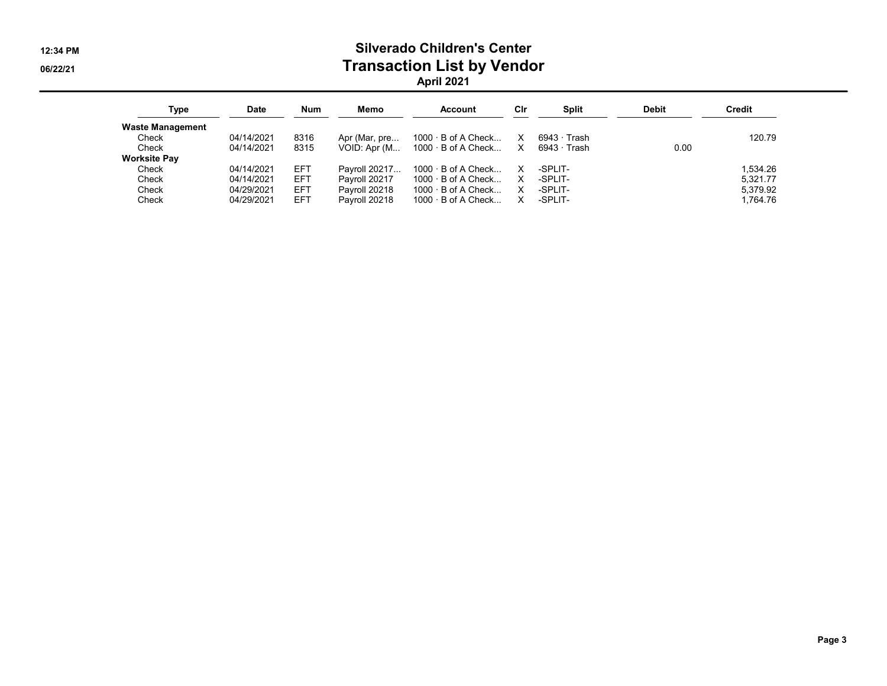# Silverado Children's Center
## Transaction List by Vendor
### April 2021

| Type | Date | Num | Memo | Account | Clr | Split | Debit | Credit |
|---|---|---|---|---|---|---|---|---|
| **Waste Management** | | | | | | | | |
| Check | 04/14/2021 | 8316 | Apr (Mar, pre... | 1000 · B of A Check... | X | 6943 · Trash | | 120.79 |
| Check | 04/14/2021 | 8315 | VOID: Apr (M... | 1000 · B of A Check... | X | 6943 · Trash | 0.00 | |
| **Worksite Pay** | | | | | | | | |
| Check | 04/14/2021 | EFT | Payroll 20217... | 1000 · B of A Check... | X | -SPLIT- | | 1,534.26 |
| Check | 04/14/2021 | EFT | Payroll 20217 | 1000 · B of A Check... | X | -SPLIT- | | 5,321.77 |
| Check | 04/29/2021 | EFT | Payroll 20218 | 1000 · B of A Check... | X | -SPLIT- | | 5,379.92 |
| Check | 04/29/2021 | EFT | Payroll 20218 | 1000 · B of A Check... | X | -SPLIT- | | 1,764.76 |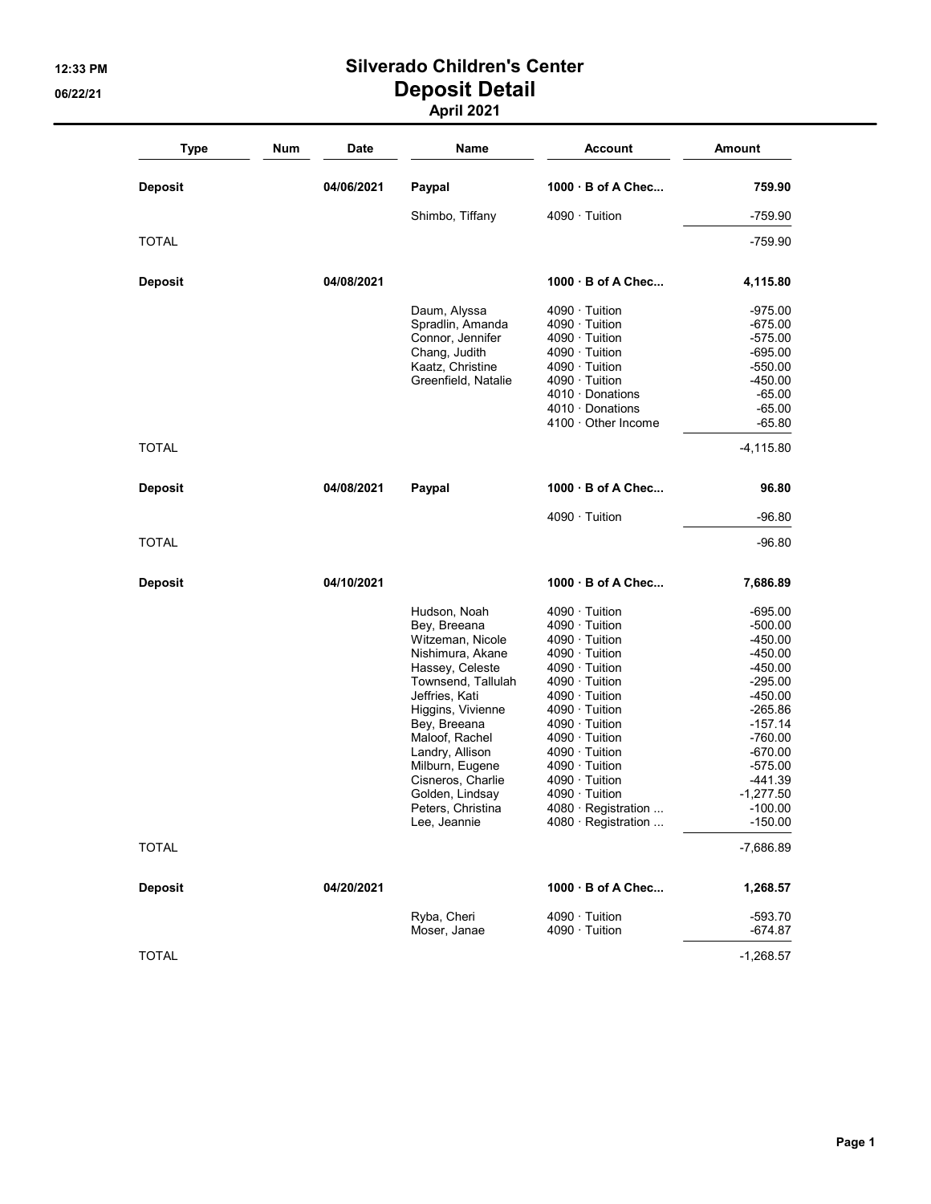# Silverado Children's Center

## Deposit Detail

### April 2021

12:33 PM
06/22/21

| Type | Num | Date | Name | Account | Amount |
|---|---|---|---|---|---|
| **Deposit** | | **04/06/2021** | **Paypal** | **1000 · B of A Chec...** | **759.90** |
| | | | Shimbo, Tiffany | 4090 · Tuition | -759.90 |
| TOTAL | | | | | -759.90 |
| **Deposit** | | **04/08/2021** | | **1000 · B of A Chec...** | **4,115.80** |
| | | | Daum, Alyssa | 4090 · Tuition | -975.00 |
| | | | Spradlin, Amanda | 4090 · Tuition | -675.00 |
| | | | Connor, Jennifer | 4090 · Tuition | -575.00 |
| | | | Chang, Judith | 4090 · Tuition | -695.00 |
| | | | Kaatz, Christine | 4090 · Tuition | -550.00 |
| | | | Greenfield, Natalie | 4090 · Tuition | -450.00 |
| | | | | 4010 · Donations | -65.00 |
| | | | | 4010 · Donations | -65.00 |
| | | | | 4100 · Other Income | -65.80 |
| TOTAL | | | | | -4,115.80 |
| **Deposit** | | **04/08/2021** | **Paypal** | **1000 · B of A Chec...** | **96.80** |
| | | | | 4090 · Tuition | -96.80 |
| TOTAL | | | | | -96.80 |
| **Deposit** | | **04/10/2021** | | **1000 · B of A Chec...** | **7,686.89** |
| | | | Hudson, Noah | 4090 · Tuition | -695.00 |
| | | | Bey, Breeana | 4090 · Tuition | -500.00 |
| | | | Witzeman, Nicole | 4090 · Tuition | -450.00 |
| | | | Nishimura, Akane | 4090 · Tuition | -450.00 |
| | | | Hassey, Celeste | 4090 · Tuition | -450.00 |
| | | | Townsend, Tallulah | 4090 · Tuition | -295.00 |
| | | | Jeffries, Kati | 4090 · Tuition | -450.00 |
| | | | Higgins, Vivienne | 4090 · Tuition | -265.86 |
| | | | Bey, Breeana | 4090 · Tuition | -157.14 |
| | | | Maloof, Rachel | 4090 · Tuition | -760.00 |
| | | | Landry, Allison | 4090 · Tuition | -670.00 |
| | | | Milburn, Eugene | 4090 · Tuition | -575.00 |
| | | | Cisneros, Charlie | 4090 · Tuition | -441.39 |
| | | | Golden, Lindsay | 4090 · Tuition | -1,277.50 |
| | | | Peters, Christina | 4080 · Registration ... | -100.00 |
| | | | Lee, Jeannie | 4080 · Registration ... | -150.00 |
| TOTAL | | | | | -7,686.89 |
| **Deposit** | | **04/20/2021** | | **1000 · B of A Chec...** | **1,268.57** |
| | | | Ryba, Cheri | 4090 · Tuition | -593.70 |
| | | | Moser, Janae | 4090 · Tuition | -674.87 |
| TOTAL | | | | | -1,268.57 |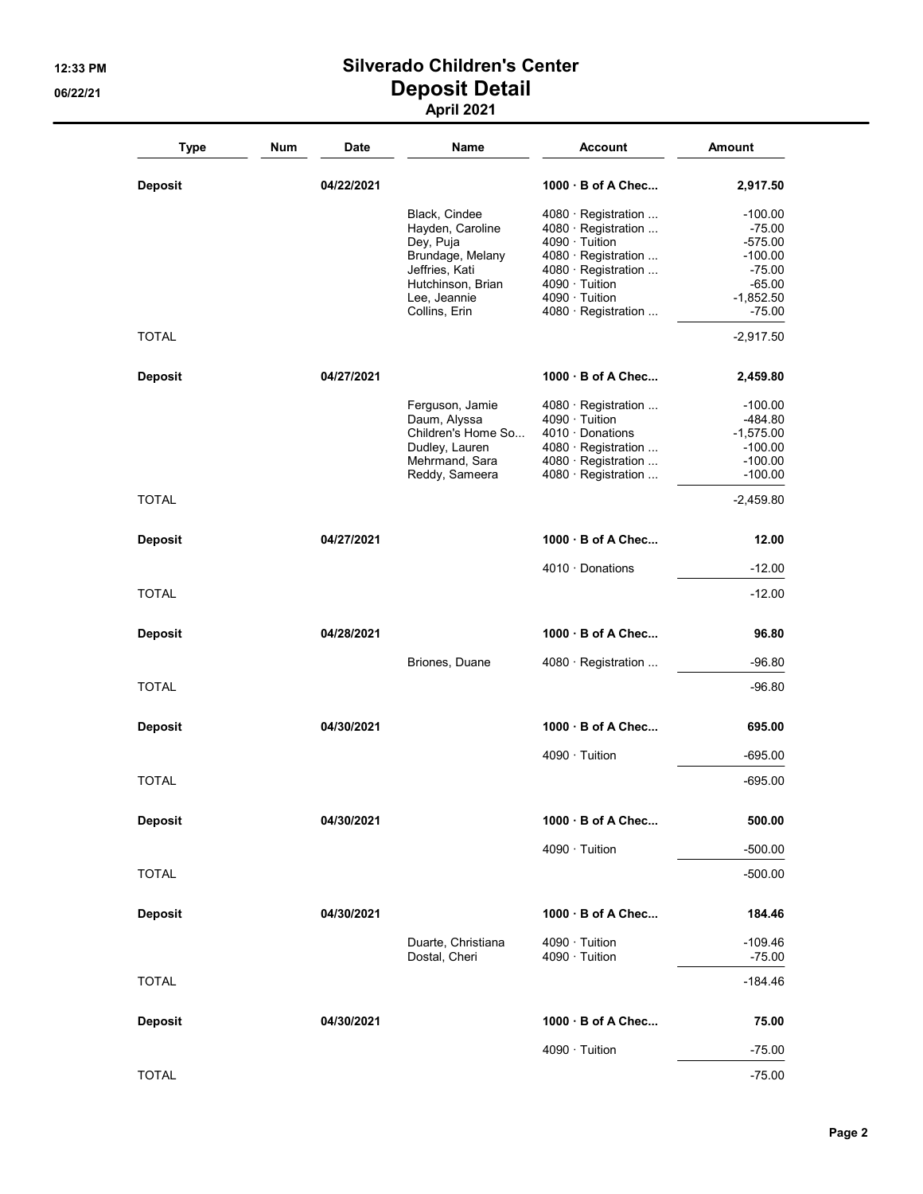# Silverado Children's Center
## Deposit Detail
### April 2021

12:33 PM
06/22/21

| Type | Num | Date | Name | Account | Amount |
|---|---|---|---|---|---|
| **Deposit** | | **04/22/2021** | | **1000 · B of A Chec...** | **2,917.50** |
| | | | Black, Cindee | 4080 · Registration ... | -100.00 |
| | | | Hayden, Caroline | 4080 · Registration ... | -75.00 |
| | | | Dey, Puja | 4090 · Tuition | -575.00 |
| | | | Brundage, Melany | 4080 · Registration ... | -100.00 |
| | | | Jeffries, Kati | 4080 · Registration ... | -75.00 |
| | | | Hutchinson, Brian | 4090 · Tuition | -65.00 |
| | | | Lee, Jeannie | 4090 · Tuition | -1,852.50 |
| | | | Collins, Erin | 4080 · Registration ... | -75.00 |
| TOTAL | | | | | -2,917.50 |
| **Deposit** | | **04/27/2021** | | **1000 · B of A Chec...** | **2,459.80** |
| | | | Ferguson, Jamie | 4080 · Registration ... | -100.00 |
| | | | Daum, Alyssa | 4090 · Tuition | -484.80 |
| | | | Children's Home So... | 4010 · Donations | -1,575.00 |
| | | | Dudley, Lauren | 4080 · Registration ... | -100.00 |
| | | | Mehrmand, Sara | 4080 · Registration ... | -100.00 |
| | | | Reddy, Sameera | 4080 · Registration ... | -100.00 |
| TOTAL | | | | | -2,459.80 |
| **Deposit** | | **04/27/2021** | | **1000 · B of A Chec...** | **12.00** |
| | | | | 4010 · Donations | -12.00 |
| TOTAL | | | | | -12.00 |
| **Deposit** | | **04/28/2021** | | **1000 · B of A Chec...** | **96.80** |
| | | | Briones, Duane | 4080 · Registration ... | -96.80 |
| TOTAL | | | | | -96.80 |
| **Deposit** | | **04/30/2021** | | **1000 · B of A Chec...** | **695.00** |
| | | | | 4090 · Tuition | -695.00 |
| TOTAL | | | | | -695.00 |
| **Deposit** | | **04/30/2021** | | **1000 · B of A Chec...** | **500.00** |
| | | | | 4090 · Tuition | -500.00 |
| TOTAL | | | | | -500.00 |
| **Deposit** | | **04/30/2021** | | **1000 · B of A Chec...** | **184.46** |
| | | | Duarte, Christiana | 4090 · Tuition | -109.46 |
| | | | Dostal, Cheri | 4090 · Tuition | -75.00 |
| TOTAL | | | | | -184.46 |
| **Deposit** | | **04/30/2021** | | **1000 · B of A Chec...** | **75.00** |
| | | | | 4090 · Tuition | -75.00 |
| TOTAL | | | | | -75.00 |